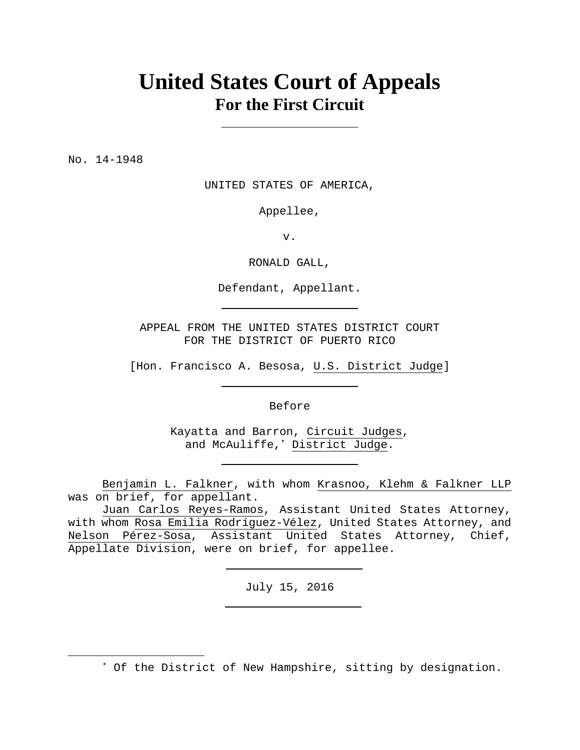# United States Court of Appeals
## For the First Circuit

No. 14-1948

UNITED STATES OF AMERICA,

Appellee,

v.

RONALD GALL,

Defendant, Appellant.

APPEAL FROM THE UNITED STATES DISTRICT COURT
FOR THE DISTRICT OF PUERTO RICO

[Hon. Francisco A. Besosa, U.S. District Judge]

Before

Kayatta and Barron, Circuit Judges,
and McAuliffe,* District Judge.

Benjamin L. Falkner, with whom Krasnoo, Klehm & Falkner LLP was on brief, for appellant.

Juan Carlos Reyes-Ramos, Assistant United States Attorney, with whom Rosa Emilia Rodríguez-Vélez, United States Attorney, and Nelson Pérez-Sosa, Assistant United States Attorney, Chief, Appellate Division, were on brief, for appellee.

July 15, 2016

* Of the District of New Hampshire, sitting by designation.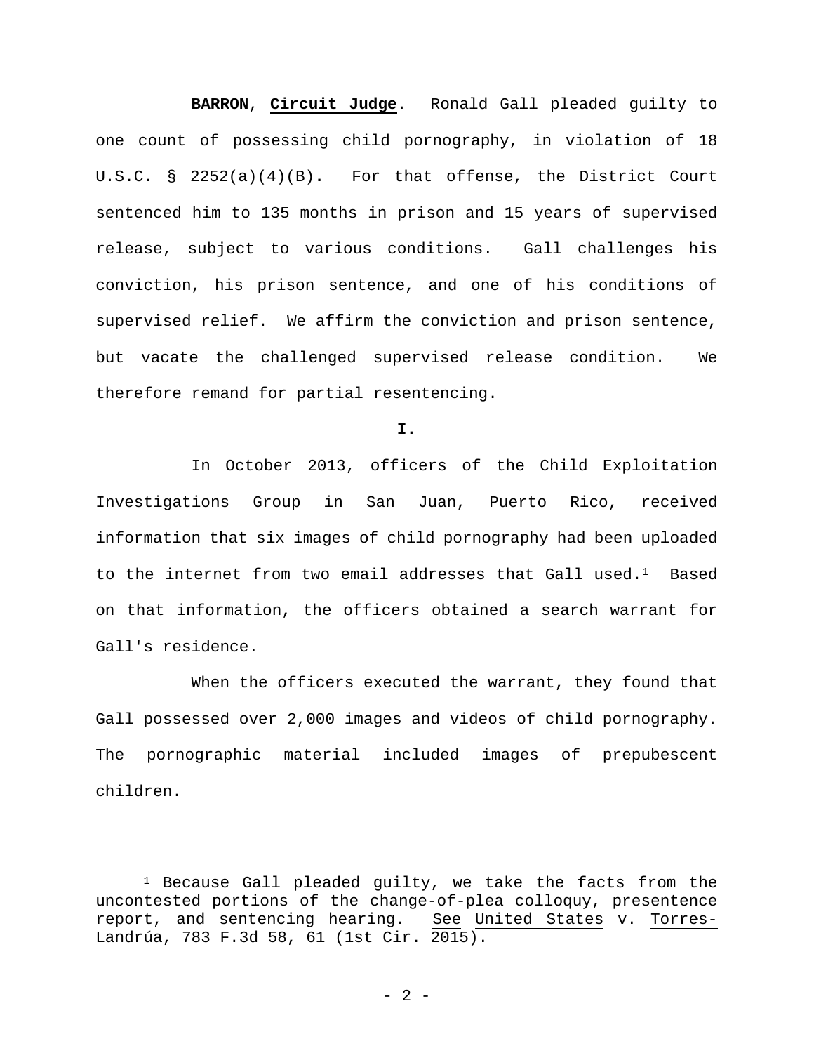**BARRON**, **Circuit Judge**. Ronald Gall pleaded guilty to one count of possessing child pornography, in violation of 18 U.S.C. § 2252(a)(4)(B). For that offense, the District Court sentenced him to 135 months in prison and 15 years of supervised release, subject to various conditions. Gall challenges his conviction, his prison sentence, and one of his conditions of supervised relief. We affirm the conviction and prison sentence, but vacate the challenged supervised release condition. We therefore remand for partial resentencing.

**I.**

In October 2013, officers of the Child Exploitation Investigations Group in San Juan, Puerto Rico, received information that six images of child pornography had been uploaded to the internet from two email addresses that Gall used.[1] Based on that information, the officers obtained a search warrant for Gall's residence.

When the officers executed the warrant, they found that Gall possessed over 2,000 images and videos of child pornography. The pornographic material included images of prepubescent children.

[1] Because Gall pleaded guilty, we take the facts from the uncontested portions of the change-of-plea colloquy, presentence report, and sentencing hearing. See United States v. Torres-Landrúa, 783 F.3d 58, 61 (1st Cir. 2015).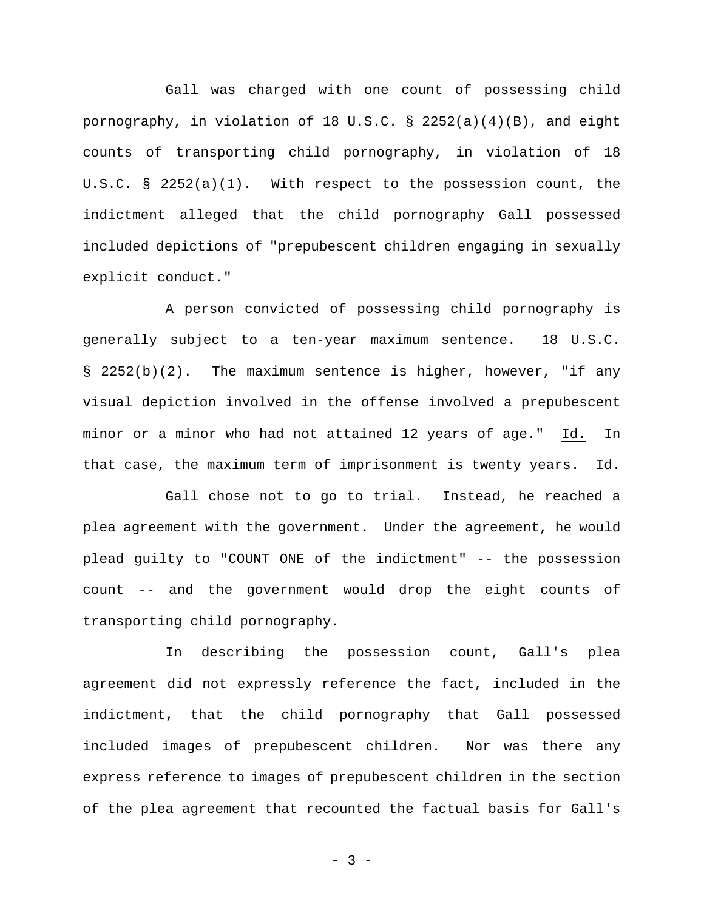Gall was charged with one count of possessing child pornography, in violation of 18 U.S.C. § 2252(a)(4)(B), and eight counts of transporting child pornography, in violation of 18 U.S.C. § 2252(a)(1). With respect to the possession count, the indictment alleged that the child pornography Gall possessed included depictions of "prepubescent children engaging in sexually explicit conduct."

A person convicted of possessing child pornography is generally subject to a ten-year maximum sentence. 18 U.S.C. § 2252(b)(2). The maximum sentence is higher, however, "if any visual depiction involved in the offense involved a prepubescent minor or a minor who had not attained 12 years of age." Id. In that case, the maximum term of imprisonment is twenty years. Id.

Gall chose not to go to trial. Instead, he reached a plea agreement with the government. Under the agreement, he would plead guilty to "COUNT ONE of the indictment" -- the possession count -- and the government would drop the eight counts of transporting child pornography.

In describing the possession count, Gall's plea agreement did not expressly reference the fact, included in the indictment, that the child pornography that Gall possessed included images of prepubescent children. Nor was there any express reference to images of prepubescent children in the section of the plea agreement that recounted the factual basis for Gall's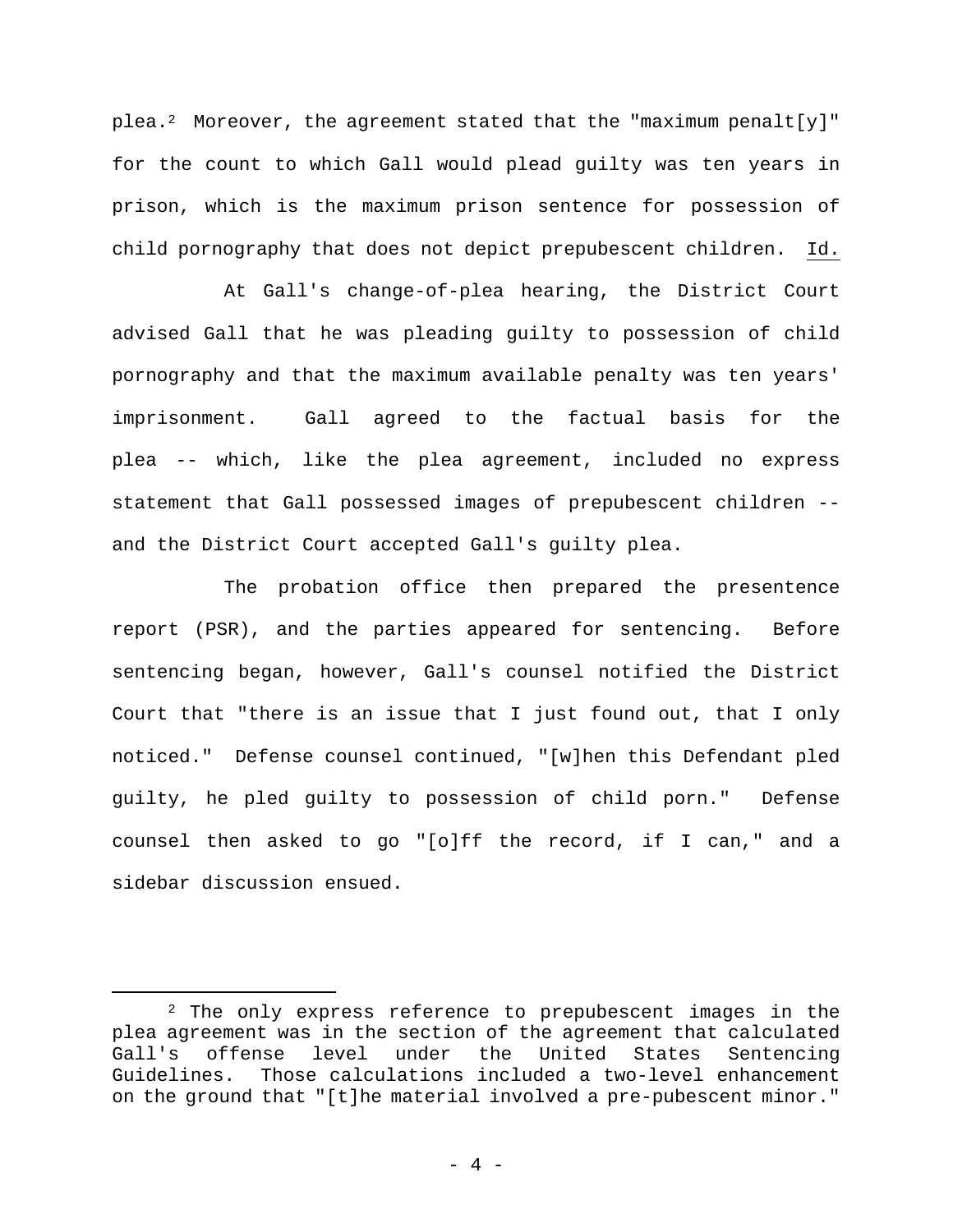plea.[2] Moreover, the agreement stated that the "maximum penalt[y]" for the count to which Gall would plead guilty was ten years in prison, which is the maximum prison sentence for possession of child pornography that does not depict prepubescent children. Id.

At Gall's change-of-plea hearing, the District Court advised Gall that he was pleading guilty to possession of child pornography and that the maximum available penalty was ten years' imprisonment. Gall agreed to the factual basis for the plea -- which, like the plea agreement, included no express statement that Gall possessed images of prepubescent children -- and the District Court accepted Gall's guilty plea.

The probation office then prepared the presentence report (PSR), and the parties appeared for sentencing. Before sentencing began, however, Gall's counsel notified the District Court that "there is an issue that I just found out, that I only noticed." Defense counsel continued, "[w]hen this Defendant pled guilty, he pled guilty to possession of child porn." Defense counsel then asked to go "[o]ff the record, if I can," and a sidebar discussion ensued.

---

[2] The only express reference to prepubescent images in the plea agreement was in the section of the agreement that calculated Gall's offense level under the United States Sentencing Guidelines. Those calculations included a two-level enhancement on the ground that "[t]he material involved a pre-pubescent minor."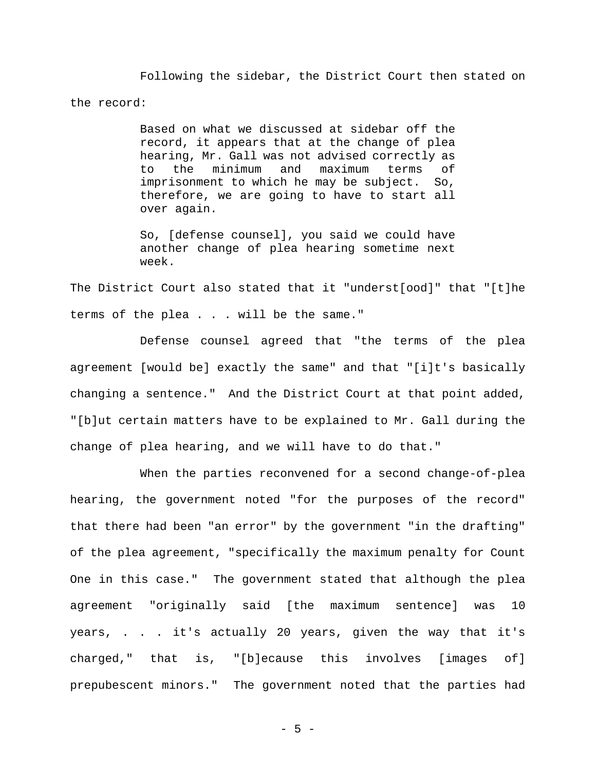Following the sidebar, the District Court then stated on the record:

> Based on what we discussed at sidebar off the record, it appears that at the change of plea hearing, Mr. Gall was not advised correctly as to the minimum and maximum terms of imprisonment to which he may be subject. So, therefore, we are going to have to start all over again.
>
> So, [defense counsel], you said we could have another change of plea hearing sometime next week.

The District Court also stated that it "underst[ood]" that "[t]he terms of the plea . . . will be the same."

Defense counsel agreed that "the terms of the plea agreement [would be] exactly the same" and that "[i]t's basically changing a sentence." And the District Court at that point added, "[b]ut certain matters have to be explained to Mr. Gall during the change of plea hearing, and we will have to do that."

When the parties reconvened for a second change-of-plea hearing, the government noted "for the purposes of the record" that there had been "an error" by the government "in the drafting" of the plea agreement, "specifically the maximum penalty for Count One in this case." The government stated that although the plea agreement "originally said [the maximum sentence] was 10 years, . . . it's actually 20 years, given the way that it's charged," that is, "[b]ecause this involves [images of] prepubescent minors." The government noted that the parties had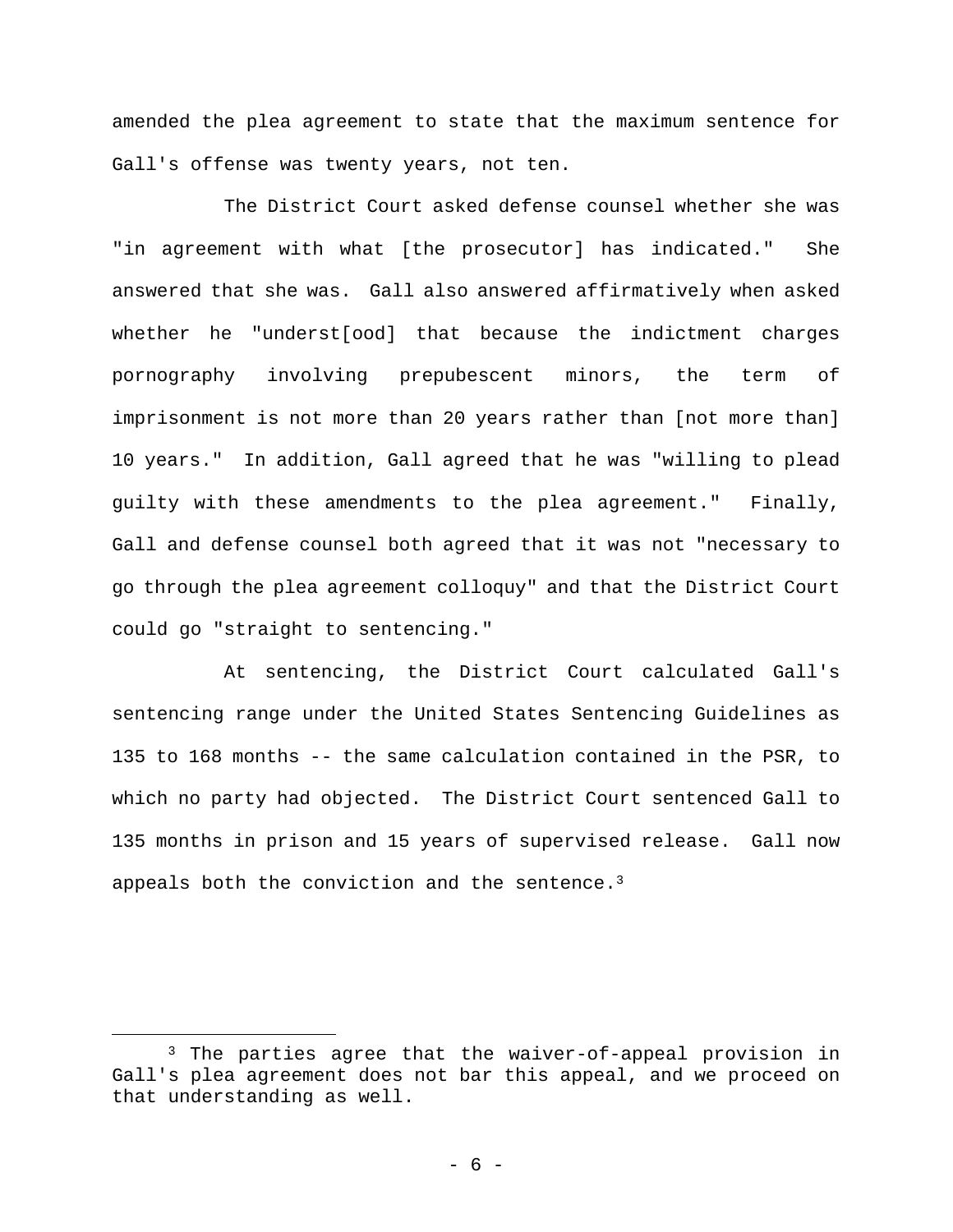amended the plea agreement to state that the maximum sentence for Gall's offense was twenty years, not ten.

The District Court asked defense counsel whether she was "in agreement with what [the prosecutor] has indicated." She answered that she was. Gall also answered affirmatively when asked whether he "underst[ood] that because the indictment charges pornography involving prepubescent minors, the term of imprisonment is not more than 20 years rather than [not more than] 10 years." In addition, Gall agreed that he was "willing to plead guilty with these amendments to the plea agreement." Finally, Gall and defense counsel both agreed that it was not "necessary to go through the plea agreement colloquy" and that the District Court could go "straight to sentencing."

At sentencing, the District Court calculated Gall's sentencing range under the United States Sentencing Guidelines as 135 to 168 months -- the same calculation contained in the PSR, to which no party had objected. The District Court sentenced Gall to 135 months in prison and 15 years of supervised release. Gall now appeals both the conviction and the sentence.[3]

---

[3] The parties agree that the waiver-of-appeal provision in Gall's plea agreement does not bar this appeal, and we proceed on that understanding as well.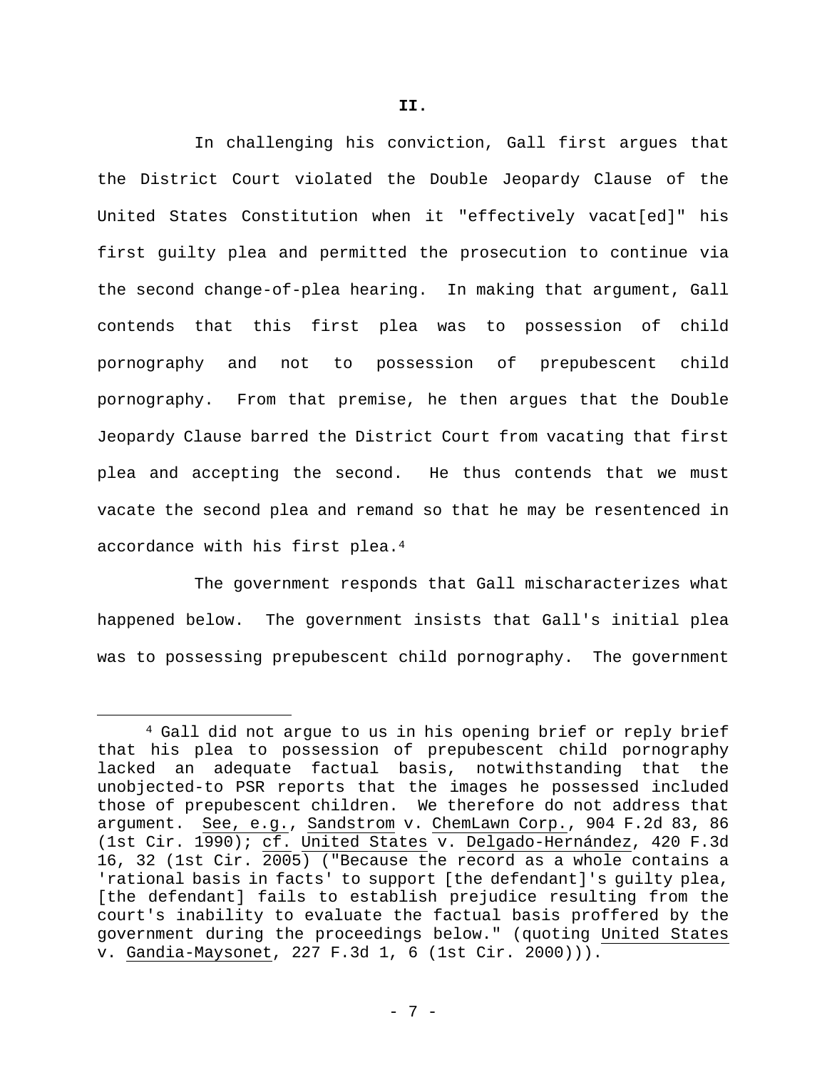## II.

In challenging his conviction, Gall first argues that the District Court violated the Double Jeopardy Clause of the United States Constitution when it "effectively vacat[ed]" his first guilty plea and permitted the prosecution to continue via the second change-of-plea hearing. In making that argument, Gall contends that this first plea was to possession of child pornography and not to possession of prepubescent child pornography. From that premise, he then argues that the Double Jeopardy Clause barred the District Court from vacating that first plea and accepting the second. He thus contends that we must vacate the second plea and remand so that he may be resentenced in accordance with his first plea.[4]

The government responds that Gall mischaracterizes what happened below. The government insists that Gall's initial plea was to possessing prepubescent child pornography. The government

---

[4] Gall did not argue to us in his opening brief or reply brief that his plea to possession of prepubescent child pornography lacked an adequate factual basis, notwithstanding that the unobjected-to PSR reports that the images he possessed included those of prepubescent children. We therefore do not address that argument. See, e.g., Sandstrom v. ChemLawn Corp., 904 F.2d 83, 86 (1st Cir. 1990); cf. United States v. Delgado-Hernández, 420 F.3d 16, 32 (1st Cir. 2005) ("Because the record as a whole contains a 'rational basis in facts' to support [the defendant]'s guilty plea, [the defendant] fails to establish prejudice resulting from the court's inability to evaluate the factual basis proffered by the government during the proceedings below." (quoting United States v. Gandia-Maysonet, 227 F.3d 1, 6 (1st Cir. 2000))).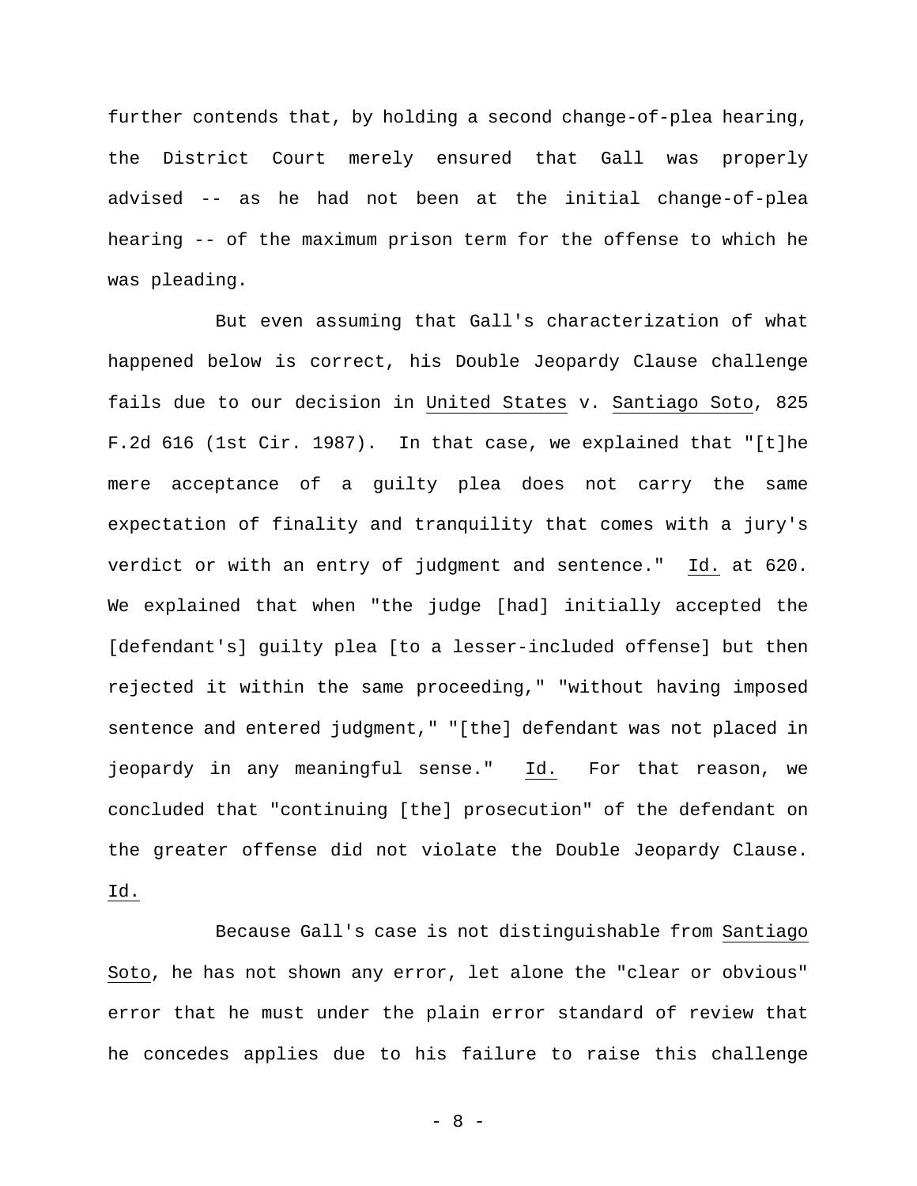further contends that, by holding a second change-of-plea hearing, the District Court merely ensured that Gall was properly advised -- as he had not been at the initial change-of-plea hearing -- of the maximum prison term for the offense to which he was pleading.

But even assuming that Gall's characterization of what happened below is correct, his Double Jeopardy Clause challenge fails due to our decision in United States v. Santiago Soto, 825 F.2d 616 (1st Cir. 1987). In that case, we explained that "[t]he mere acceptance of a guilty plea does not carry the same expectation of finality and tranquility that comes with a jury's verdict or with an entry of judgment and sentence." Id. at 620. We explained that when "the judge [had] initially accepted the [defendant's] guilty plea [to a lesser-included offense] but then rejected it within the same proceeding," "without having imposed sentence and entered judgment," "[the] defendant was not placed in jeopardy in any meaningful sense." Id. For that reason, we concluded that "continuing [the] prosecution" of the defendant on the greater offense did not violate the Double Jeopardy Clause. Id.

Because Gall's case is not distinguishable from Santiago Soto, he has not shown any error, let alone the "clear or obvious" error that he must under the plain error standard of review that he concedes applies due to his failure to raise this challenge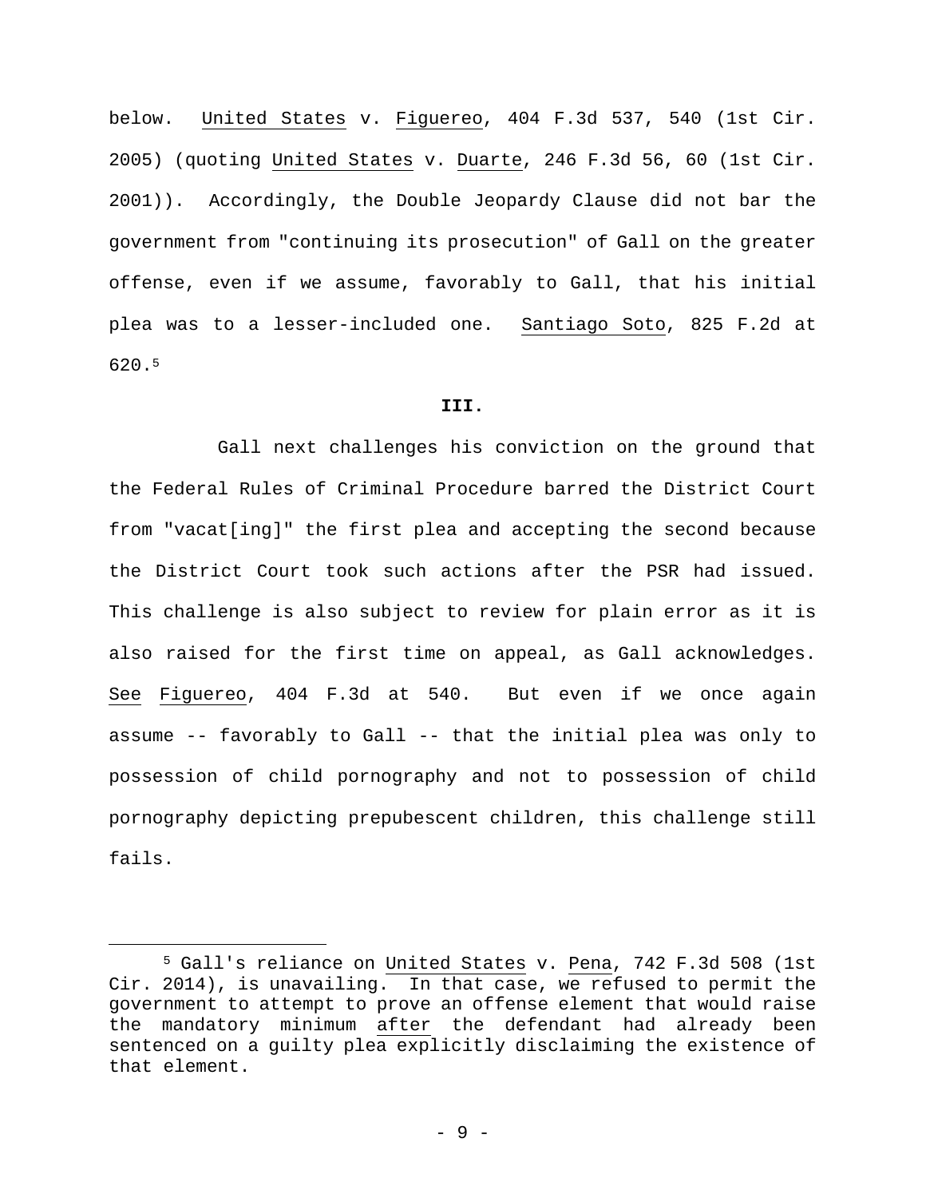below. United States v. Figuereo, 404 F.3d 537, 540 (1st Cir. 2005) (quoting United States v. Duarte, 246 F.3d 56, 60 (1st Cir. 2001)). Accordingly, the Double Jeopardy Clause did not bar the government from "continuing its prosecution" of Gall on the greater offense, even if we assume, favorably to Gall, that his initial plea was to a lesser-included one. Santiago Soto, 825 F.2d at 620.[5]

**III.**

Gall next challenges his conviction on the ground that the Federal Rules of Criminal Procedure barred the District Court from "vacat[ing]" the first plea and accepting the second because the District Court took such actions after the PSR had issued. This challenge is also subject to review for plain error as it is also raised for the first time on appeal, as Gall acknowledges. See Figuereo, 404 F.3d at 540. But even if we once again assume -- favorably to Gall -- that the initial plea was only to possession of child pornography and not to possession of child pornography depicting prepubescent children, this challenge still fails.

---

[5] Gall's reliance on United States v. Pena, 742 F.3d 508 (1st Cir. 2014), is unavailing. In that case, we refused to permit the government to attempt to prove an offense element that would raise the mandatory minimum after the defendant had already been sentenced on a guilty plea explicitly disclaiming the existence of that element.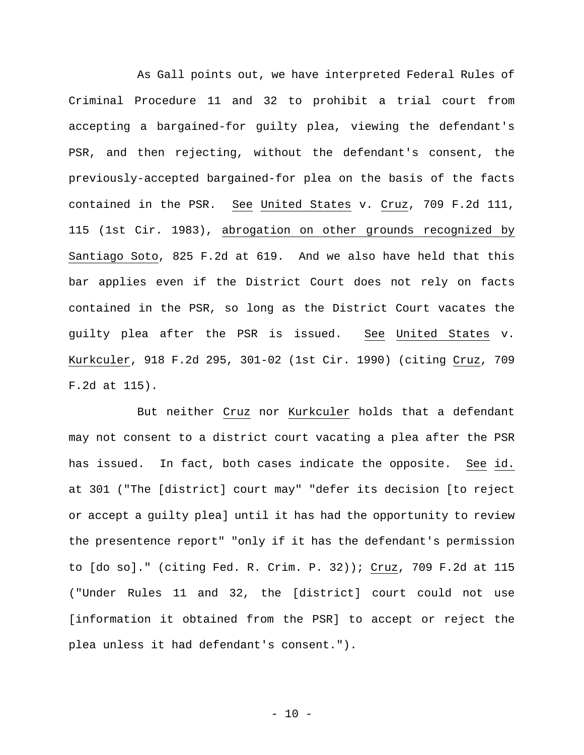As Gall points out, we have interpreted Federal Rules of Criminal Procedure 11 and 32 to prohibit a trial court from accepting a bargained-for guilty plea, viewing the defendant's PSR, and then rejecting, without the defendant's consent, the previously-accepted bargained-for plea on the basis of the facts contained in the PSR. See United States v. Cruz, 709 F.2d 111, 115 (1st Cir. 1983), abrogation on other grounds recognized by Santiago Soto, 825 F.2d at 619. And we also have held that this bar applies even if the District Court does not rely on facts contained in the PSR, so long as the District Court vacates the guilty plea after the PSR is issued. See United States v. Kurkculer, 918 F.2d 295, 301-02 (1st Cir. 1990) (citing Cruz, 709 F.2d at 115).

But neither Cruz nor Kurkculer holds that a defendant may not consent to a district court vacating a plea after the PSR has issued. In fact, both cases indicate the opposite. See id. at 301 ("The [district] court may" "defer its decision [to reject or accept a guilty plea] until it has had the opportunity to review the presentence report" "only if it has the defendant's permission to [do so]." (citing Fed. R. Crim. P. 32)); Cruz, 709 F.2d at 115 ("Under Rules 11 and 32, the [district] court could not use [information it obtained from the PSR] to accept or reject the plea unless it had defendant's consent.").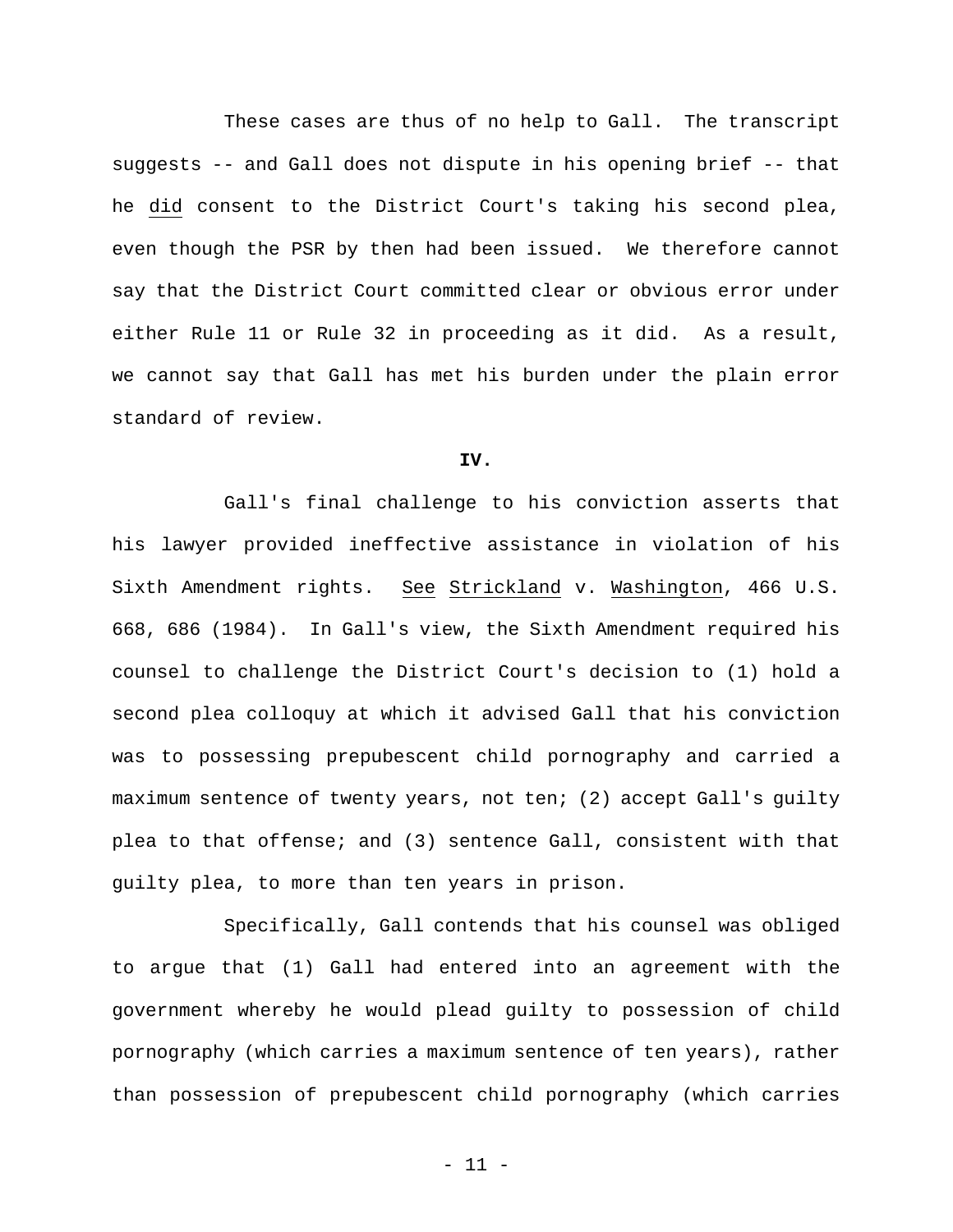These cases are thus of no help to Gall. The transcript suggests -- and Gall does not dispute in his opening brief -- that he _did_ consent to the District Court's taking his second plea, even though the PSR by then had been issued. We therefore cannot say that the District Court committed clear or obvious error under either Rule 11 or Rule 32 in proceeding as it did. As a result, we cannot say that Gall has met his burden under the plain error standard of review.

**IV.**

Gall's final challenge to his conviction asserts that his lawyer provided ineffective assistance in violation of his Sixth Amendment rights. _See_ _Strickland_ v. _Washington_, 466 U.S. 668, 686 (1984). In Gall's view, the Sixth Amendment required his counsel to challenge the District Court's decision to (1) hold a second plea colloquy at which it advised Gall that his conviction was to possessing prepubescent child pornography and carried a maximum sentence of twenty years, not ten; (2) accept Gall's guilty plea to that offense; and (3) sentence Gall, consistent with that guilty plea, to more than ten years in prison.

Specifically, Gall contends that his counsel was obliged to argue that (1) Gall had entered into an agreement with the government whereby he would plead guilty to possession of child pornography (which carries a maximum sentence of ten years), rather than possession of prepubescent child pornography (which carries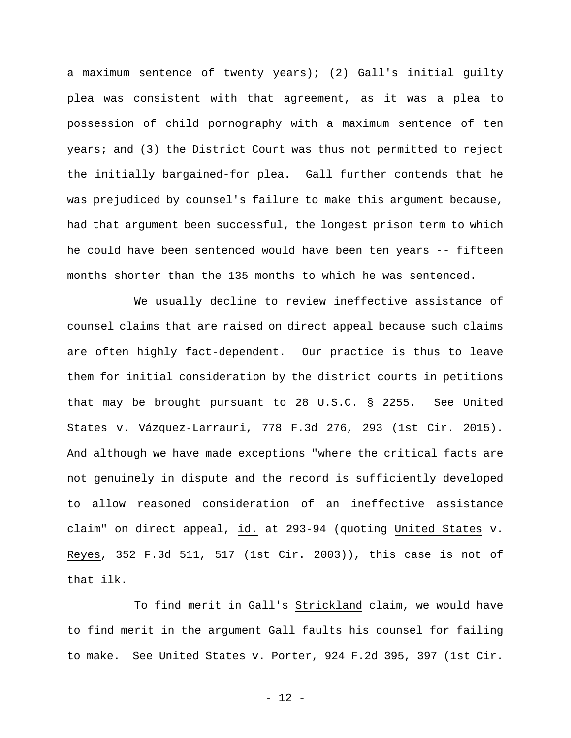a maximum sentence of twenty years); (2) Gall's initial guilty plea was consistent with that agreement, as it was a plea to possession of child pornography with a maximum sentence of ten years; and (3) the District Court was thus not permitted to reject the initially bargained-for plea. Gall further contends that he was prejudiced by counsel's failure to make this argument because, had that argument been successful, the longest prison term to which he could have been sentenced would have been ten years -- fifteen months shorter than the 135 months to which he was sentenced.

We usually decline to review ineffective assistance of counsel claims that are raised on direct appeal because such claims are often highly fact-dependent. Our practice is thus to leave them for initial consideration by the district courts in petitions that may be brought pursuant to 28 U.S.C. § 2255. See United States v. Vázquez-Larrauri, 778 F.3d 276, 293 (1st Cir. 2015). And although we have made exceptions "where the critical facts are not genuinely in dispute and the record is sufficiently developed to allow reasoned consideration of an ineffective assistance claim" on direct appeal, id. at 293-94 (quoting United States v. Reyes, 352 F.3d 511, 517 (1st Cir. 2003)), this case is not of that ilk.

To find merit in Gall's Strickland claim, we would have to find merit in the argument Gall faults his counsel for failing to make. See United States v. Porter, 924 F.2d 395, 397 (1st Cir.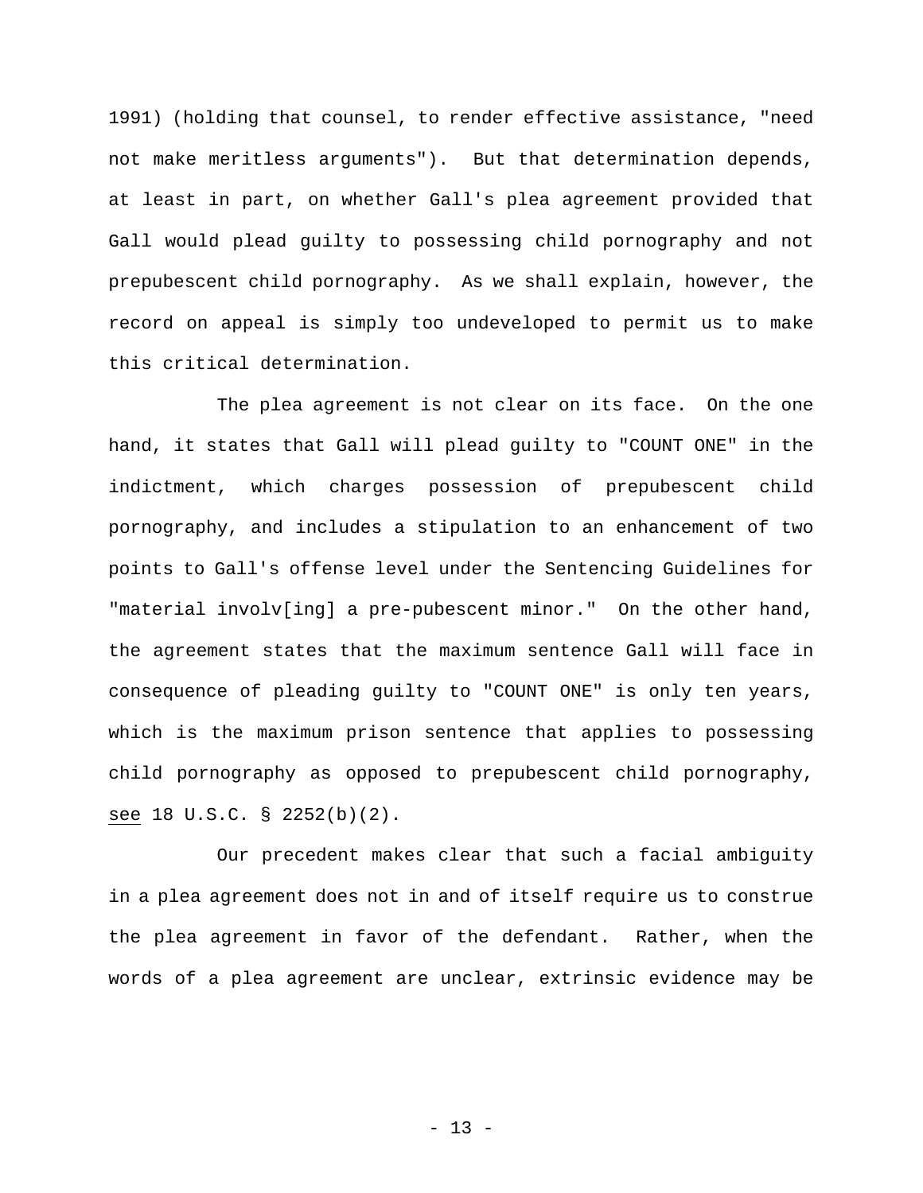1991) (holding that counsel, to render effective assistance, "need not make meritless arguments"). But that determination depends, at least in part, on whether Gall's plea agreement provided that Gall would plead guilty to possessing child pornography and not prepubescent child pornography. As we shall explain, however, the record on appeal is simply too undeveloped to permit us to make this critical determination.

The plea agreement is not clear on its face. On the one hand, it states that Gall will plead guilty to "COUNT ONE" in the indictment, which charges possession of prepubescent child pornography, and includes a stipulation to an enhancement of two points to Gall's offense level under the Sentencing Guidelines for "material involv[ing] a pre-pubescent minor." On the other hand, the agreement states that the maximum sentence Gall will face in consequence of pleading guilty to "COUNT ONE" is only ten years, which is the maximum prison sentence that applies to possessing child pornography as opposed to prepubescent child pornography, _see_ 18 U.S.C. § 2252(b)(2).

Our precedent makes clear that such a facial ambiguity in a plea agreement does not in and of itself require us to construe the plea agreement in favor of the defendant. Rather, when the words of a plea agreement are unclear, extrinsic evidence may be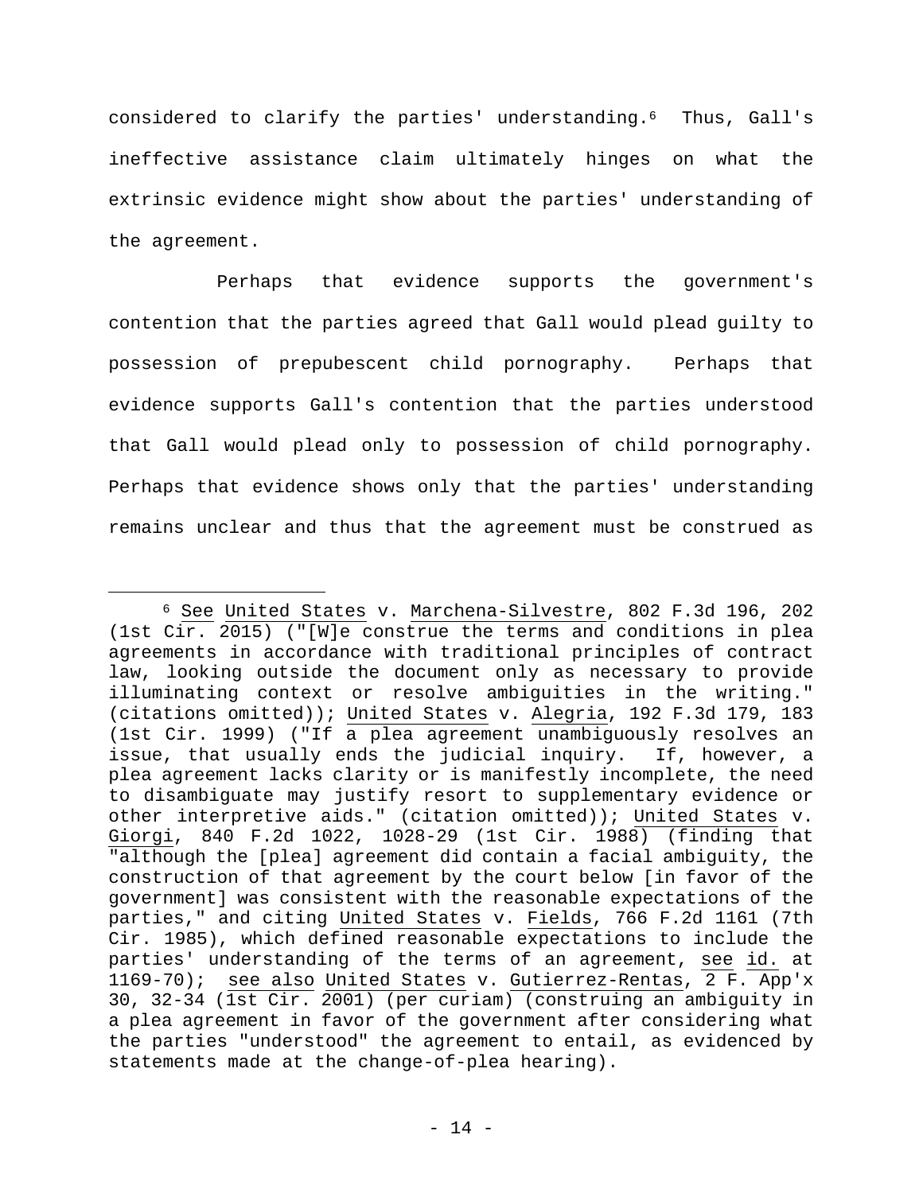considered to clarify the parties' understanding.[6] Thus, Gall's ineffective assistance claim ultimately hinges on what the extrinsic evidence might show about the parties' understanding of the agreement.

Perhaps that evidence supports the government's contention that the parties agreed that Gall would plead guilty to possession of prepubescent child pornography. Perhaps that evidence supports Gall's contention that the parties understood that Gall would plead only to possession of child pornography. Perhaps that evidence shows only that the parties' understanding remains unclear and thus that the agreement must be construed as

---

[6] See United States v. Marchena-Silvestre, 802 F.3d 196, 202 (1st Cir. 2015) ("[W]e construe the terms and conditions in plea agreements in accordance with traditional principles of contract law, looking outside the document only as necessary to provide illuminating context or resolve ambiguities in the writing." (citations omitted)); United States v. Alegria, 192 F.3d 179, 183 (1st Cir. 1999) ("If a plea agreement unambiguously resolves an issue, that usually ends the judicial inquiry. If, however, a plea agreement lacks clarity or is manifestly incomplete, the need to disambiguate may justify resort to supplementary evidence or other interpretive aids." (citation omitted)); United States v. Giorgi, 840 F.2d 1022, 1028-29 (1st Cir. 1988) (finding that "although the [plea] agreement did contain a facial ambiguity, the construction of that agreement by the court below [in favor of the government] was consistent with the reasonable expectations of the parties," and citing United States v. Fields, 766 F.2d 1161 (7th Cir. 1985), which defined reasonable expectations to include the parties' understanding of the terms of an agreement, see id. at 1169-70); see also United States v. Gutierrez-Rentas, 2 F. App'x 30, 32-34 (1st Cir. 2001) (per curiam) (construing an ambiguity in a plea agreement in favor of the government after considering what the parties "understood" the agreement to entail, as evidenced by statements made at the change-of-plea hearing).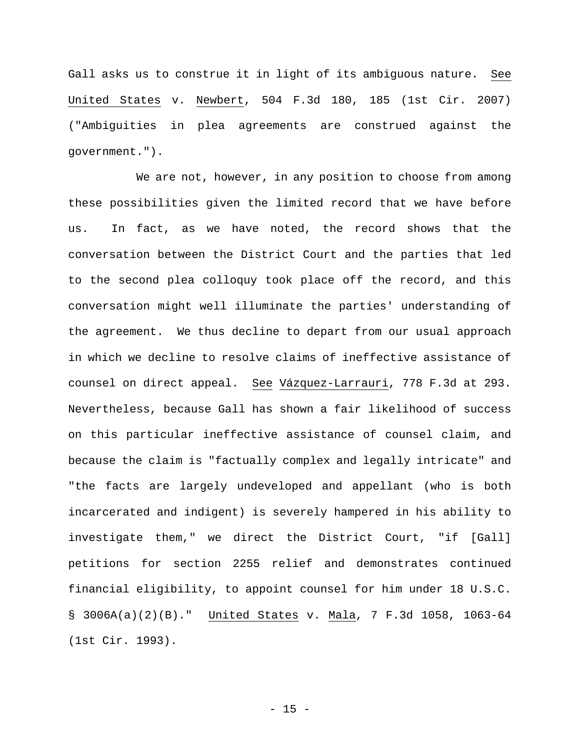Gall asks us to construe it in light of its ambiguous nature. See United States v. Newbert, 504 F.3d 180, 185 (1st Cir. 2007) ("Ambiguities in plea agreements are construed against the government.").

We are not, however, in any position to choose from among these possibilities given the limited record that we have before us. In fact, as we have noted, the record shows that the conversation between the District Court and the parties that led to the second plea colloquy took place off the record, and this conversation might well illuminate the parties' understanding of the agreement. We thus decline to depart from our usual approach in which we decline to resolve claims of ineffective assistance of counsel on direct appeal. See Vázquez-Larrauri, 778 F.3d at 293. Nevertheless, because Gall has shown a fair likelihood of success on this particular ineffective assistance of counsel claim, and because the claim is "factually complex and legally intricate" and "the facts are largely undeveloped and appellant (who is both incarcerated and indigent) is severely hampered in his ability to investigate them," we direct the District Court, "if [Gall] petitions for section 2255 relief and demonstrates continued financial eligibility, to appoint counsel for him under 18 U.S.C. § 3006A(a)(2)(B)." United States v. Mala, 7 F.3d 1058, 1063-64 (1st Cir. 1993).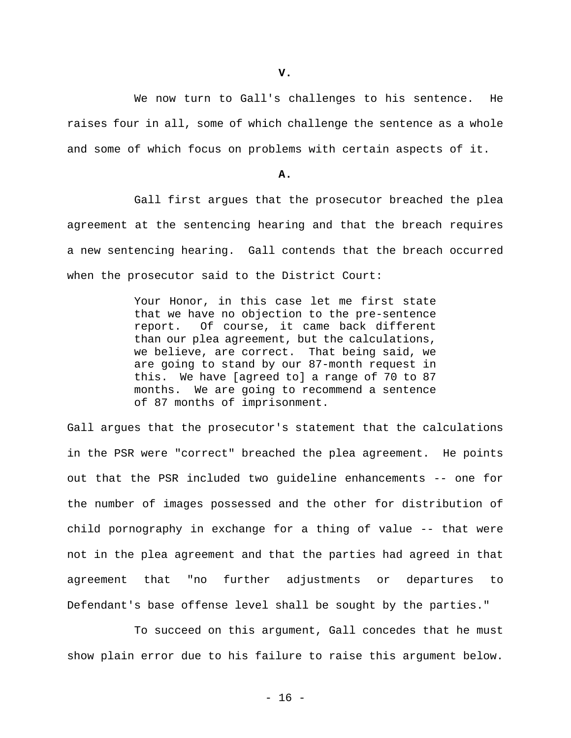## V.

We now turn to Gall's challenges to his sentence. He raises four in all, some of which challenge the sentence as a whole and some of which focus on problems with certain aspects of it.

### A.

Gall first argues that the prosecutor breached the plea agreement at the sentencing hearing and that the breach requires a new sentencing hearing. Gall contends that the breach occurred when the prosecutor said to the District Court:

> Your Honor, in this case let me first state that we have no objection to the pre-sentence report. Of course, it came back different than our plea agreement, but the calculations, we believe, are correct. That being said, we are going to stand by our 87-month request in this. We have [agreed to] a range of 70 to 87 months. We are going to recommend a sentence of 87 months of imprisonment.

Gall argues that the prosecutor's statement that the calculations in the PSR were "correct" breached the plea agreement. He points out that the PSR included two guideline enhancements -- one for the number of images possessed and the other for distribution of child pornography in exchange for a thing of value -- that were not in the plea agreement and that the parties had agreed in that agreement that "no further adjustments or departures to Defendant's base offense level shall be sought by the parties."

To succeed on this argument, Gall concedes that he must show plain error due to his failure to raise this argument below.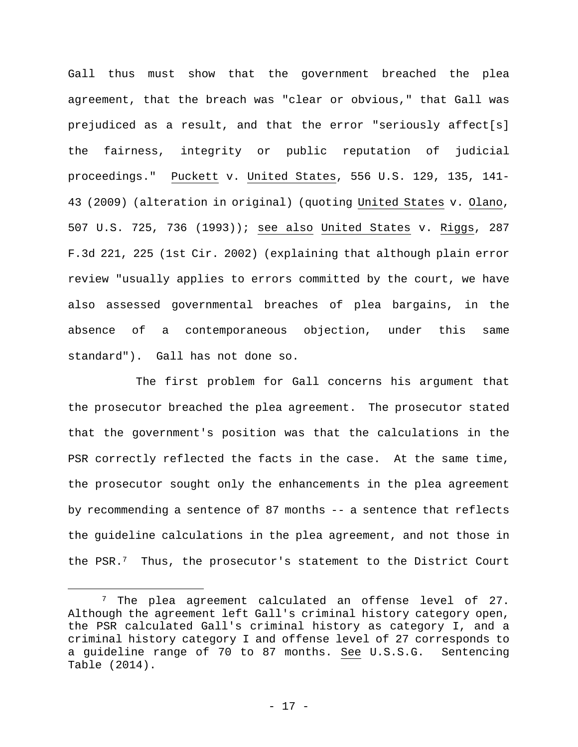Gall thus must show that the government breached the plea agreement, that the breach was "clear or obvious," that Gall was prejudiced as a result, and that the error "seriously affect[s] the fairness, integrity or public reputation of judicial proceedings." Puckett v. United States, 556 U.S. 129, 135, 141-43 (2009) (alteration in original) (quoting United States v. Olano, 507 U.S. 725, 736 (1993)); see also United States v. Riggs, 287 F.3d 221, 225 (1st Cir. 2002) (explaining that although plain error review "usually applies to errors committed by the court, we have also assessed governmental breaches of plea bargains, in the absence of a contemporaneous objection, under this same standard"). Gall has not done so.

The first problem for Gall concerns his argument that the prosecutor breached the plea agreement. The prosecutor stated that the government's position was that the calculations in the PSR correctly reflected the facts in the case. At the same time, the prosecutor sought only the enhancements in the plea agreement by recommending a sentence of 87 months -- a sentence that reflects the guideline calculations in the plea agreement, and not those in the PSR.[7] Thus, the prosecutor's statement to the District Court

[7] The plea agreement calculated an offense level of 27. Although the agreement left Gall's criminal history category open, the PSR calculated Gall's criminal history as category I, and a criminal history category I and offense level of 27 corresponds to a guideline range of 70 to 87 months. See U.S.S.G. Sentencing Table (2014).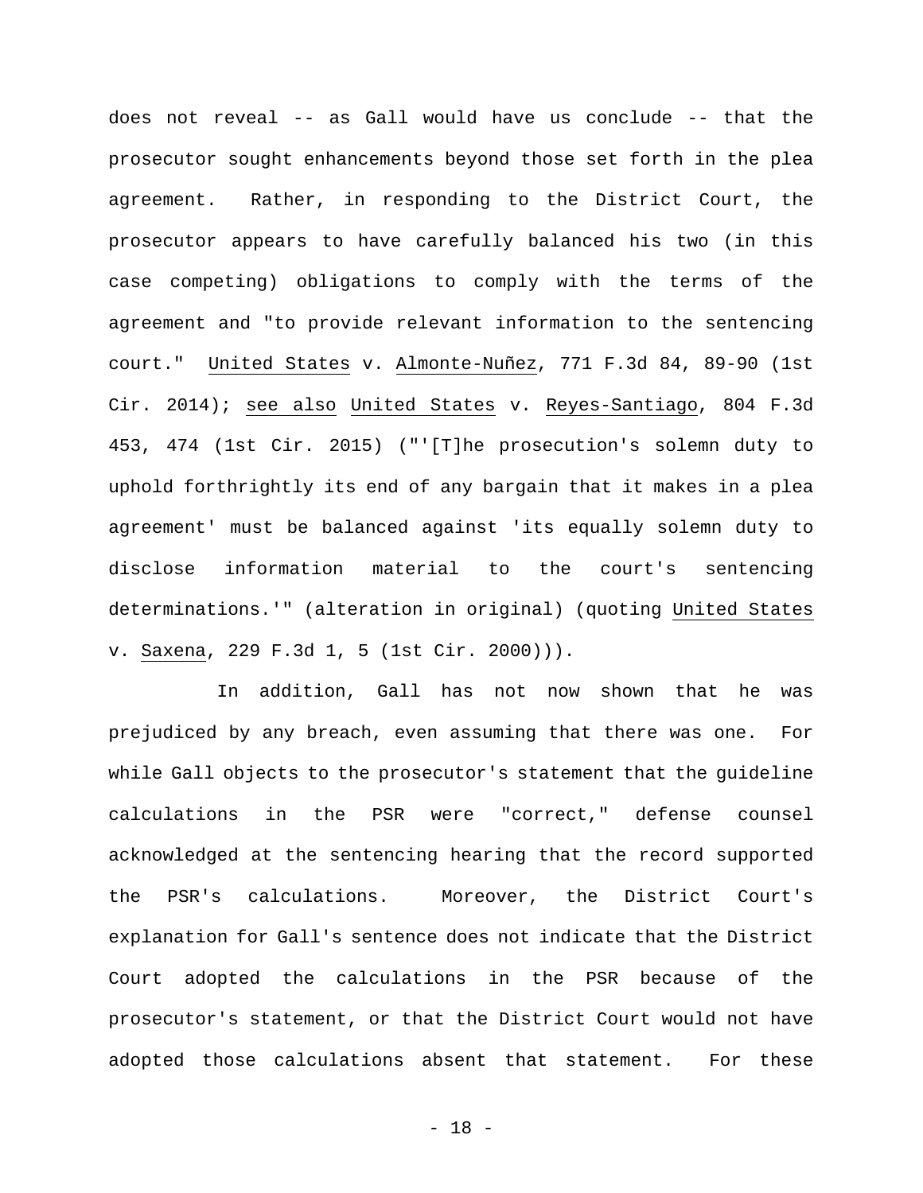does not reveal -- as Gall would have us conclude -- that the prosecutor sought enhancements beyond those set forth in the plea agreement. Rather, in responding to the District Court, the prosecutor appears to have carefully balanced his two (in this case competing) obligations to comply with the terms of the agreement and "to provide relevant information to the sentencing court." United States v. Almonte-Nuñez, 771 F.3d 84, 89-90 (1st Cir. 2014); see also United States v. Reyes-Santiago, 804 F.3d 453, 474 (1st Cir. 2015) ("'[T]he prosecution's solemn duty to uphold forthrightly its end of any bargain that it makes in a plea agreement' must be balanced against 'its equally solemn duty to disclose information material to the court's sentencing determinations.'" (alteration in original) (quoting United States v. Saxena, 229 F.3d 1, 5 (1st Cir. 2000))).

In addition, Gall has not now shown that he was prejudiced by any breach, even assuming that there was one. For while Gall objects to the prosecutor's statement that the guideline calculations in the PSR were "correct," defense counsel acknowledged at the sentencing hearing that the record supported the PSR's calculations. Moreover, the District Court's explanation for Gall's sentence does not indicate that the District Court adopted the calculations in the PSR because of the prosecutor's statement, or that the District Court would not have adopted those calculations absent that statement. For these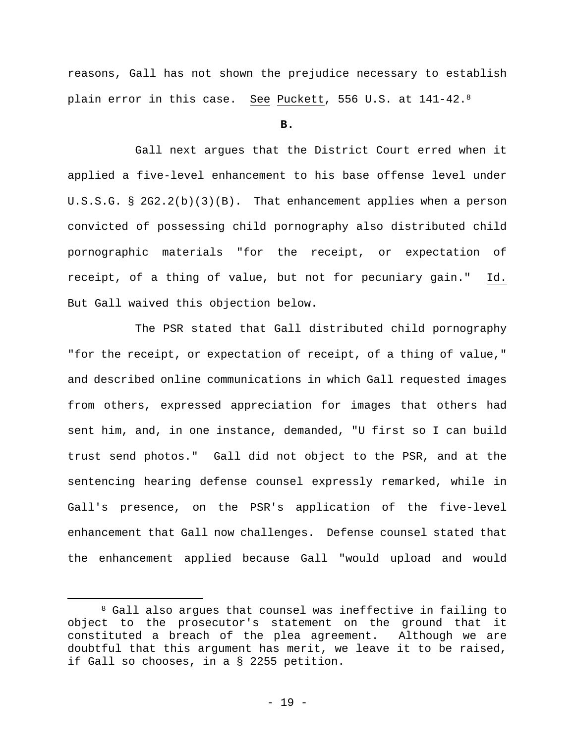reasons, Gall has not shown the prejudice necessary to establish plain error in this case. See Puckett, 556 U.S. at 141-42.[8]

**B.**

Gall next argues that the District Court erred when it applied a five-level enhancement to his base offense level under U.S.S.G. § 2G2.2(b)(3)(B). That enhancement applies when a person convicted of possessing child pornography also distributed child pornographic materials "for the receipt, or expectation of receipt, of a thing of value, but not for pecuniary gain." Id. But Gall waived this objection below.

The PSR stated that Gall distributed child pornography "for the receipt, or expectation of receipt, of a thing of value," and described online communications in which Gall requested images from others, expressed appreciation for images that others had sent him, and, in one instance, demanded, "U first so I can build trust send photos." Gall did not object to the PSR, and at the sentencing hearing defense counsel expressly remarked, while in Gall's presence, on the PSR's application of the five-level enhancement that Gall now challenges. Defense counsel stated that the enhancement applied because Gall "would upload and would

---

[8] Gall also argues that counsel was ineffective in failing to object to the prosecutor's statement on the ground that it constituted a breach of the plea agreement. Although we are doubtful that this argument has merit, we leave it to be raised, if Gall so chooses, in a § 2255 petition.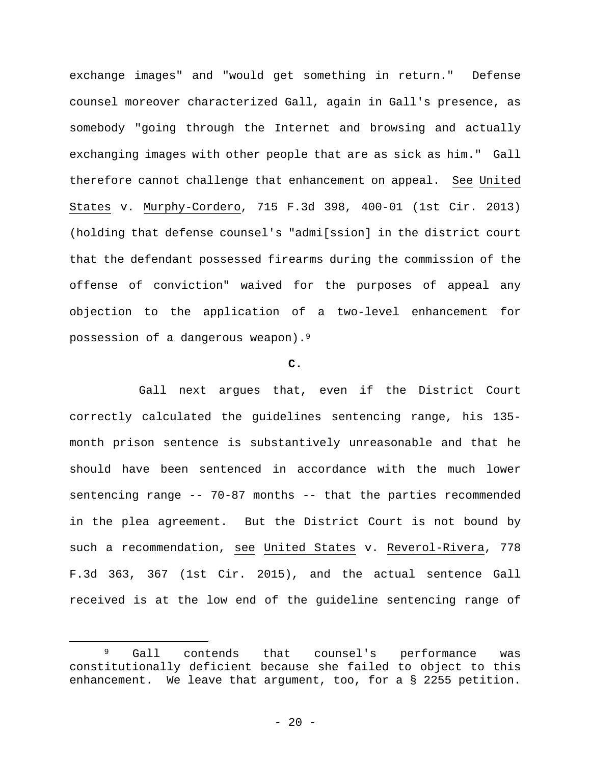exchange images" and "would get something in return." Defense counsel moreover characterized Gall, again in Gall's presence, as somebody "going through the Internet and browsing and actually exchanging images with other people that are as sick as him." Gall therefore cannot challenge that enhancement on appeal. See United States v. Murphy-Cordero, 715 F.3d 398, 400-01 (1st Cir. 2013) (holding that defense counsel's "admi[ssion] in the district court that the defendant possessed firearms during the commission of the offense of conviction" waived for the purposes of appeal any objection to the application of a two-level enhancement for possession of a dangerous weapon).[9]

**C.**

Gall next argues that, even if the District Court correctly calculated the guidelines sentencing range, his 135-month prison sentence is substantively unreasonable and that he should have been sentenced in accordance with the much lower sentencing range -- 70-87 months -- that the parties recommended in the plea agreement. But the District Court is not bound by such a recommendation, see United States v. Reverol-Rivera, 778 F.3d 363, 367 (1st Cir. 2015), and the actual sentence Gall received is at the low end of the guideline sentencing range of

[9] Gall contends that counsel's performance was constitutionally deficient because she failed to object to this enhancement. We leave that argument, too, for a § 2255 petition.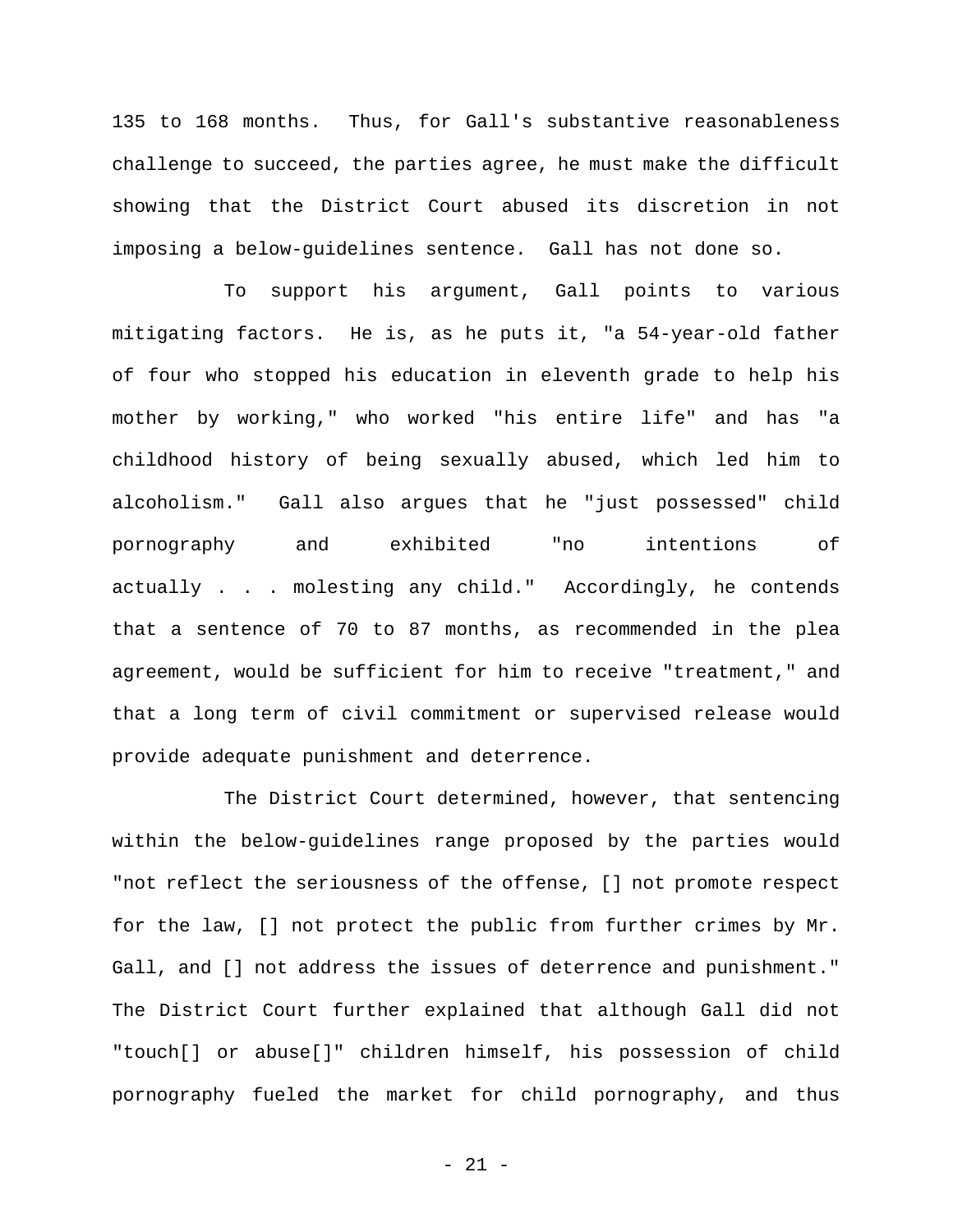135 to 168 months. Thus, for Gall's substantive reasonableness challenge to succeed, the parties agree, he must make the difficult showing that the District Court abused its discretion in not imposing a below-guidelines sentence. Gall has not done so.

To support his argument, Gall points to various mitigating factors. He is, as he puts it, "a 54-year-old father of four who stopped his education in eleventh grade to help his mother by working," who worked "his entire life" and has "a childhood history of being sexually abused, which led him to alcoholism." Gall also argues that he "just possessed" child pornography and exhibited "no intentions of actually . . . molesting any child." Accordingly, he contends that a sentence of 70 to 87 months, as recommended in the plea agreement, would be sufficient for him to receive "treatment," and that a long term of civil commitment or supervised release would provide adequate punishment and deterrence.

The District Court determined, however, that sentencing within the below-guidelines range proposed by the parties would "not reflect the seriousness of the offense, [] not promote respect for the law, [] not protect the public from further crimes by Mr. Gall, and [] not address the issues of deterrence and punishment." The District Court further explained that although Gall did not "touch[] or abuse[]" children himself, his possession of child pornography fueled the market for child pornography, and thus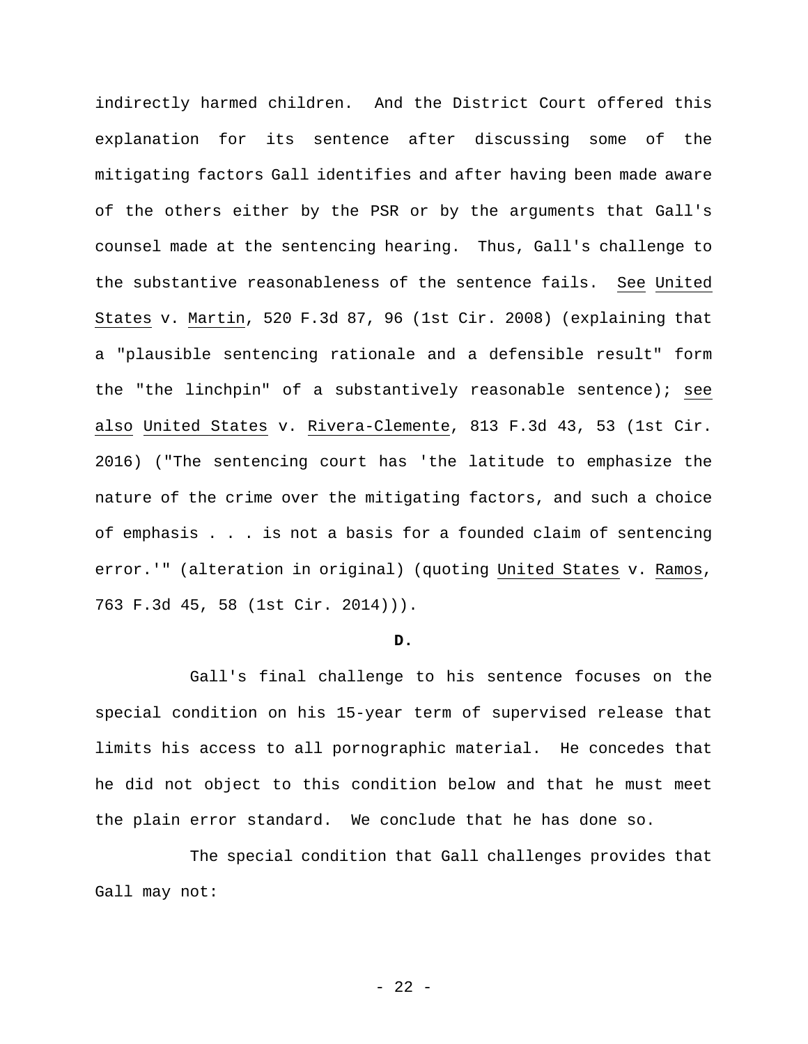indirectly harmed children. And the District Court offered this explanation for its sentence after discussing some of the mitigating factors Gall identifies and after having been made aware of the others either by the PSR or by the arguments that Gall's counsel made at the sentencing hearing. Thus, Gall's challenge to the substantive reasonableness of the sentence fails. See United States v. Martin, 520 F.3d 87, 96 (1st Cir. 2008) (explaining that a "plausible sentencing rationale and a defensible result" form the "the linchpin" of a substantively reasonable sentence); see also United States v. Rivera-Clemente, 813 F.3d 43, 53 (1st Cir. 2016) ("The sentencing court has 'the latitude to emphasize the nature of the crime over the mitigating factors, and such a choice of emphasis . . . is not a basis for a founded claim of sentencing error.'" (alteration in original) (quoting United States v. Ramos, 763 F.3d 45, 58 (1st Cir. 2014))).

**D.**

Gall's final challenge to his sentence focuses on the special condition on his 15-year term of supervised release that limits his access to all pornographic material. He concedes that he did not object to this condition below and that he must meet the plain error standard. We conclude that he has done so.

The special condition that Gall challenges provides that Gall may not: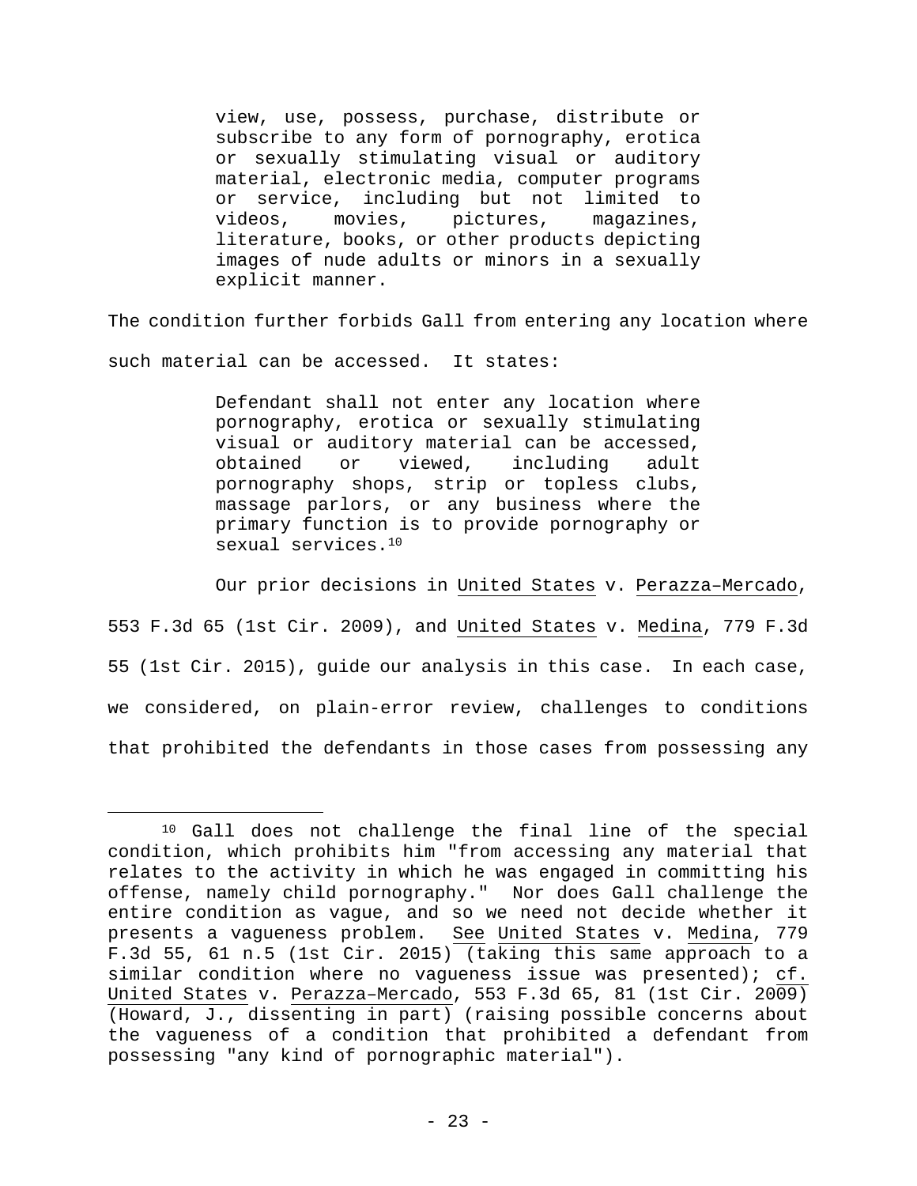> view, use, possess, purchase, distribute or subscribe to any form of pornography, erotica or sexually stimulating visual or auditory material, electronic media, computer programs or service, including but not limited to videos, movies, pictures, magazines, literature, books, or other products depicting images of nude adults or minors in a sexually explicit manner.

The condition further forbids Gall from entering any location where such material can be accessed. It states:

> Defendant shall not enter any location where pornography, erotica or sexually stimulating visual or auditory material can be accessed, obtained or viewed, including adult pornography shops, strip or topless clubs, massage parlors, or any business where the primary function is to provide pornography or sexual services.[10]

Our prior decisions in United States v. Perazza–Mercado, 553 F.3d 65 (1st Cir. 2009), and United States v. Medina, 779 F.3d 55 (1st Cir. 2015), guide our analysis in this case. In each case, we considered, on plain-error review, challenges to conditions that prohibited the defendants in those cases from possessing any

---

[10] Gall does not challenge the final line of the special condition, which prohibits him "from accessing any material that relates to the activity in which he was engaged in committing his offense, namely child pornography." Nor does Gall challenge the entire condition as vague, and so we need not decide whether it presents a vagueness problem. See United States v. Medina, 779 F.3d 55, 61 n.5 (1st Cir. 2015) (taking this same approach to a similar condition where no vagueness issue was presented); cf. United States v. Perazza–Mercado, 553 F.3d 65, 81 (1st Cir. 2009) (Howard, J., dissenting in part) (raising possible concerns about the vagueness of a condition that prohibited a defendant from possessing "any kind of pornographic material").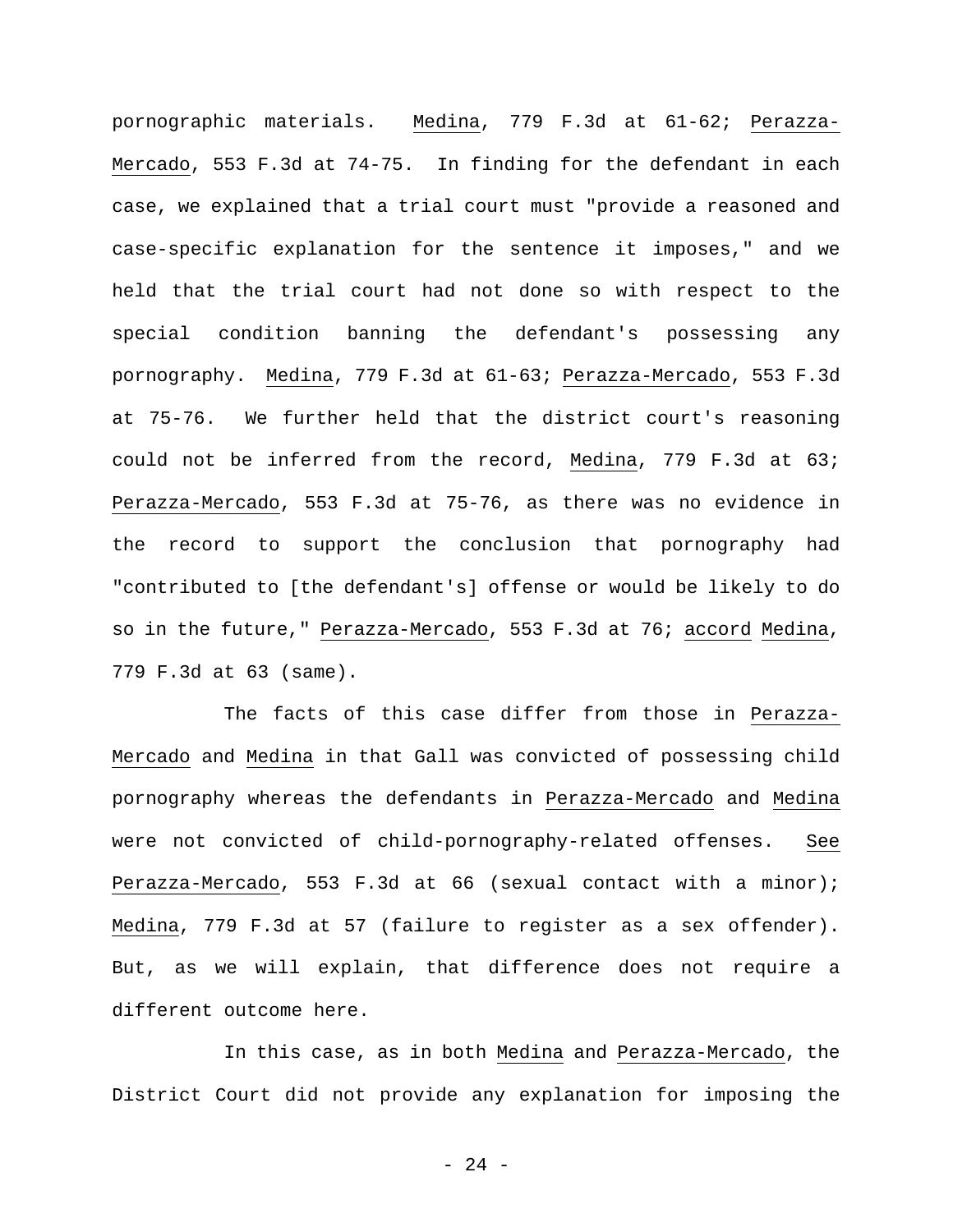pornographic materials. *Medina*, 779 F.3d at 61-62; *Perazza-Mercado*, 553 F.3d at 74-75. In finding for the defendant in each case, we explained that a trial court must "provide a reasoned and case-specific explanation for the sentence it imposes," and we held that the trial court had not done so with respect to the special condition banning the defendant's possessing any pornography. *Medina*, 779 F.3d at 61-63; *Perazza-Mercado*, 553 F.3d at 75-76. We further held that the district court's reasoning could not be inferred from the record, *Medina*, 779 F.3d at 63; *Perazza-Mercado*, 553 F.3d at 75-76, as there was no evidence in the record to support the conclusion that pornography had "contributed to [the defendant's] offense or would be likely to do so in the future," *Perazza-Mercado*, 553 F.3d at 76; *accord* *Medina*, 779 F.3d at 63 (same).

The facts of this case differ from those in *Perazza-Mercado* and *Medina* in that Gall was convicted of possessing child pornography whereas the defendants in *Perazza-Mercado* and *Medina* were not convicted of child-pornography-related offenses. *See* *Perazza-Mercado*, 553 F.3d at 66 (sexual contact with a minor); *Medina*, 779 F.3d at 57 (failure to register as a sex offender). But, as we will explain, that difference does not require a different outcome here.

In this case, as in both *Medina* and *Perazza-Mercado*, the District Court did not provide any explanation for imposing the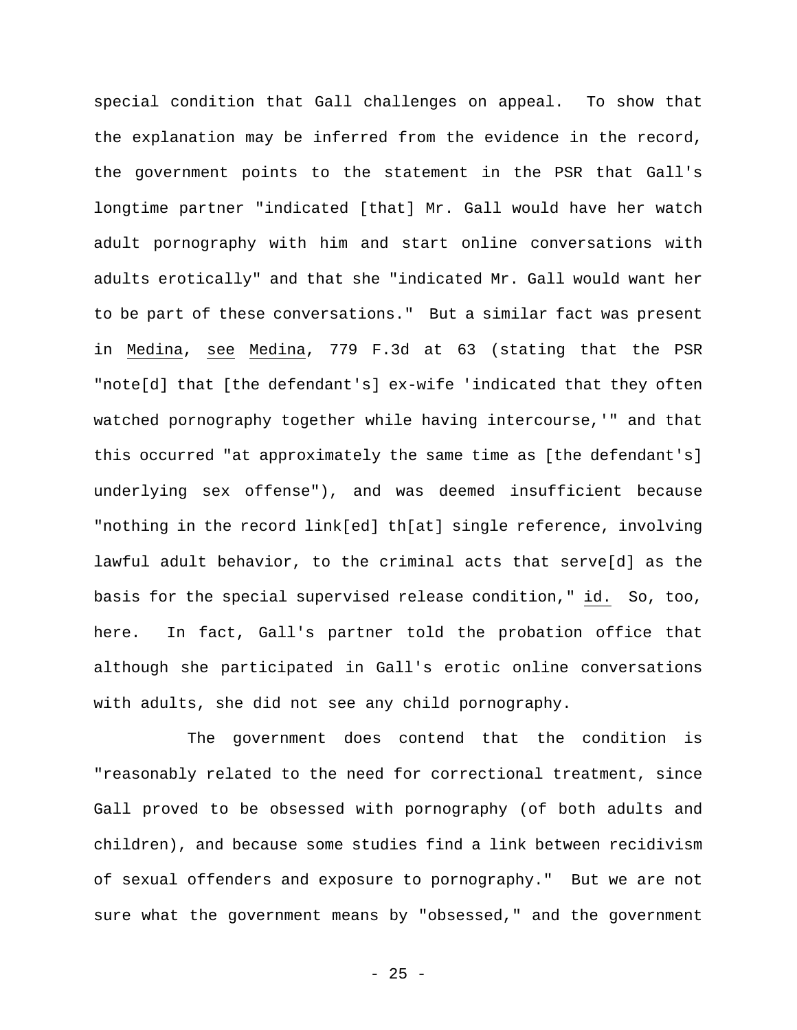special condition that Gall challenges on appeal. To show that the explanation may be inferred from the evidence in the record, the government points to the statement in the PSR that Gall's longtime partner "indicated [that] Mr. Gall would have her watch adult pornography with him and start online conversations with adults erotically" and that she "indicated Mr. Gall would want her to be part of these conversations." But a similar fact was present in Medina, see Medina, 779 F.3d at 63 (stating that the PSR "note[d] that [the defendant's] ex-wife 'indicated that they often watched pornography together while having intercourse,'" and that this occurred "at approximately the same time as [the defendant's] underlying sex offense"), and was deemed insufficient because "nothing in the record link[ed] th[at] single reference, involving lawful adult behavior, to the criminal acts that serve[d] as the basis for the special supervised release condition," id. So, too, here. In fact, Gall's partner told the probation office that although she participated in Gall's erotic online conversations with adults, she did not see any child pornography.

The government does contend that the condition is "reasonably related to the need for correctional treatment, since Gall proved to be obsessed with pornography (of both adults and children), and because some studies find a link between recidivism of sexual offenders and exposure to pornography." But we are not sure what the government means by "obsessed," and the government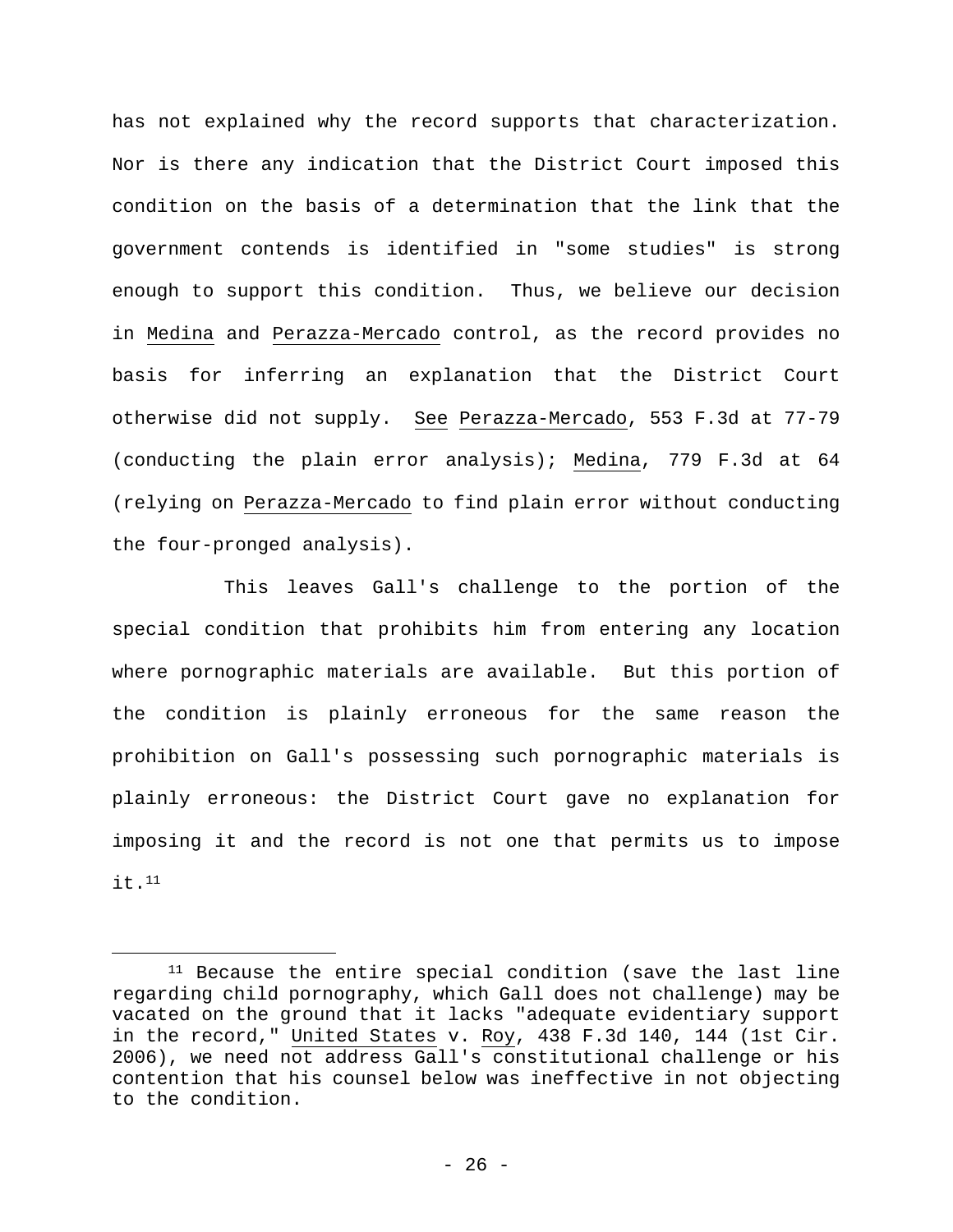has not explained why the record supports that characterization. Nor is there any indication that the District Court imposed this condition on the basis of a determination that the link that the government contends is identified in "some studies" is strong enough to support this condition. Thus, we believe our decision in Medina and Perazza-Mercado control, as the record provides no basis for inferring an explanation that the District Court otherwise did not supply. See Perazza-Mercado, 553 F.3d at 77-79 (conducting the plain error analysis); Medina, 779 F.3d at 64 (relying on Perazza-Mercado to find plain error without conducting the four-pronged analysis).

This leaves Gall's challenge to the portion of the special condition that prohibits him from entering any location where pornographic materials are available. But this portion of the condition is plainly erroneous for the same reason the prohibition on Gall's possessing such pornographic materials is plainly erroneous: the District Court gave no explanation for imposing it and the record is not one that permits us to impose it.[11]

[11] Because the entire special condition (save the last line regarding child pornography, which Gall does not challenge) may be vacated on the ground that it lacks "adequate evidentiary support in the record," United States v. Roy, 438 F.3d 140, 144 (1st Cir. 2006), we need not address Gall's constitutional challenge or his contention that his counsel below was ineffective in not objecting to the condition.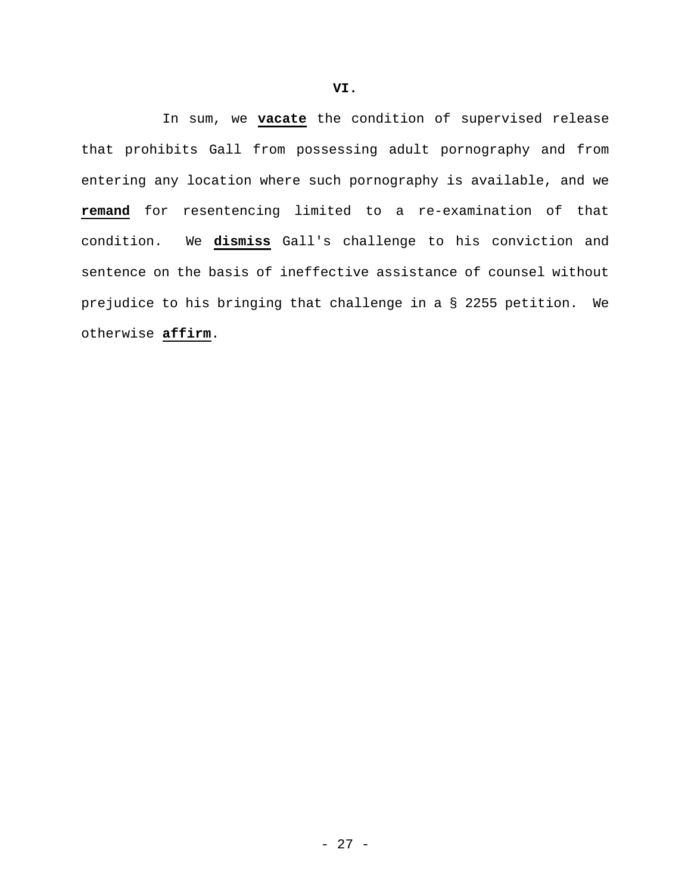## VI.

In sum, we **vacate** the condition of supervised release that prohibits Gall from possessing adult pornography and from entering any location where such pornography is available, and we **remand** for resentencing limited to a re-examination of that condition. We **dismiss** Gall's challenge to his conviction and sentence on the basis of ineffective assistance of counsel without prejudice to his bringing that challenge in a § 2255 petition. We otherwise **affirm**.